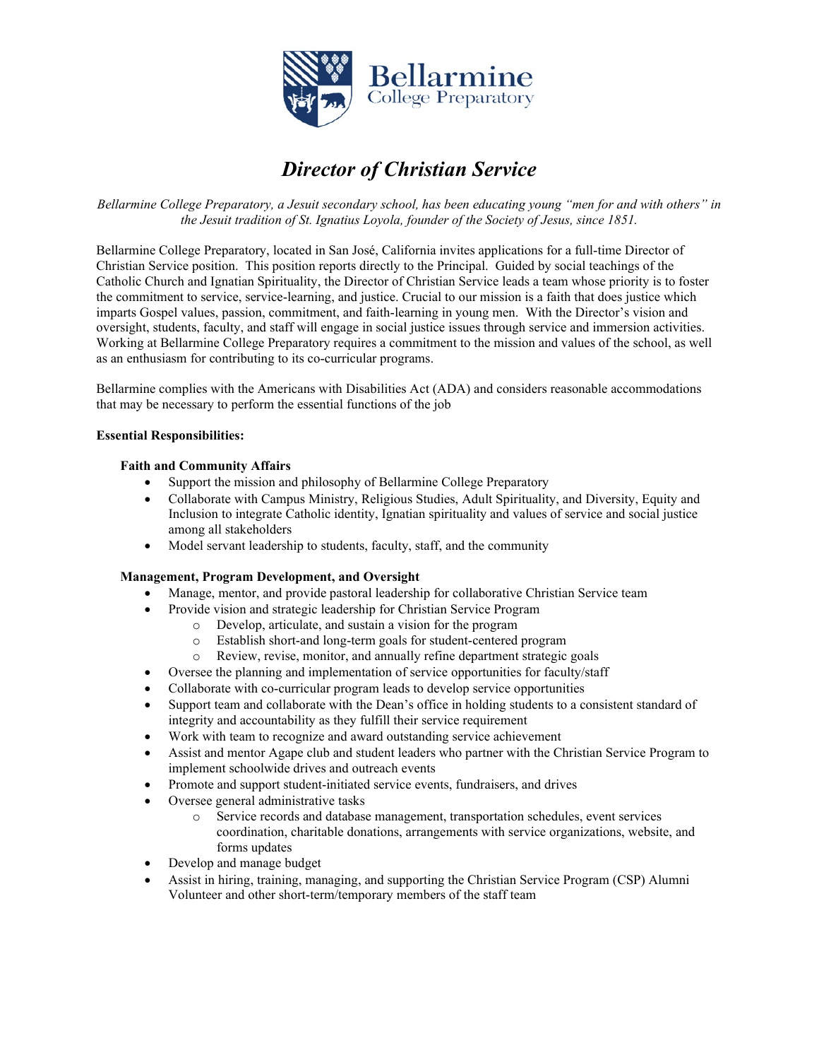Bellarmine College Preparatory

# *Director of Christian Service*

*Bellarmine College Preparatory, a Jesuit secondary school, has been educating young "men for and with others" in the Jesuit tradition of St. Ignatius Loyola, founder of the Society of Jesus, since 1851.*

Bellarmine College Preparatory, located in San José, California invites applications for a full-time Director of Christian Service position. This position reports directly to the Principal. Guided by social teachings of the Catholic Church and Ignatian Spirituality, the Director of Christian Service leads a team whose priority is to foster the commitment to service, service-learning, and justice. Crucial to our mission is a faith that does justice which imparts Gospel values, passion, commitment, and faith-learning in young men. With the Director's vision and oversight, students, faculty, and staff will engage in social justice issues through service and immersion activities. Working at Bellarmine College Preparatory requires a commitment to the mission and values of the school, as well as an enthusiasm for contributing to its co-curricular programs.

Bellarmine complies with the Americans with Disabilities Act (ADA) and considers reasonable accommodations that may be necessary to perform the essential functions of the job

**Essential Responsibilities:**

**Faith and Community Affairs**

- Support the mission and philosophy of Bellarmine College Preparatory
- Collaborate with Campus Ministry, Religious Studies, Adult Spirituality, and Diversity, Equity and Inclusion to integrate Catholic identity, Ignatian spirituality and values of service and social justice among all stakeholders
- Model servant leadership to students, faculty, staff, and the community

**Management, Program Development, and Oversight**

- Manage, mentor, and provide pastoral leadership for collaborative Christian Service team
- Provide vision and strategic leadership for Christian Service Program
  - Develop, articulate, and sustain a vision for the program
  - Establish short-and long-term goals for student-centered program
  - Review, revise, monitor, and annually refine department strategic goals
- Oversee the planning and implementation of service opportunities for faculty/staff
- Collaborate with co-curricular program leads to develop service opportunities
- Support team and collaborate with the Dean's office in holding students to a consistent standard of integrity and accountability as they fulfill their service requirement
- Work with team to recognize and award outstanding service achievement
- Assist and mentor Agape club and student leaders who partner with the Christian Service Program to implement schoolwide drives and outreach events
- Promote and support student-initiated service events, fundraisers, and drives
- Oversee general administrative tasks
  - Service records and database management, transportation schedules, event services coordination, charitable donations, arrangements with service organizations, website, and forms updates
- Develop and manage budget
- Assist in hiring, training, managing, and supporting the Christian Service Program (CSP) Alumni Volunteer and other short-term/temporary members of the staff team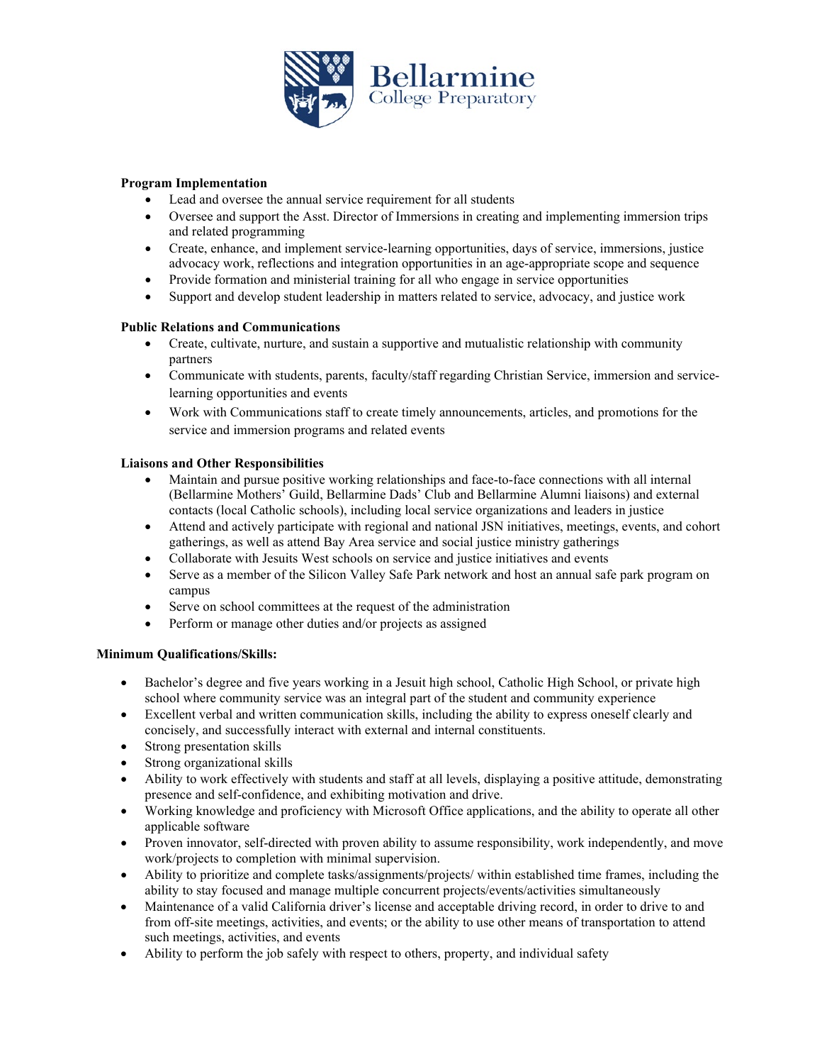**Program Implementation**

- Lead and oversee the annual service requirement for all students
- Oversee and support the Asst. Director of Immersions in creating and implementing immersion trips and related programming
- Create, enhance, and implement service-learning opportunities, days of service, immersions, justice advocacy work, reflections and integration opportunities in an age-appropriate scope and sequence
- Provide formation and ministerial training for all who engage in service opportunities
- Support and develop student leadership in matters related to service, advocacy, and justice work

**Public Relations and Communications**

- Create, cultivate, nurture, and sustain a supportive and mutualistic relationship with community partners
- Communicate with students, parents, faculty/staff regarding Christian Service, immersion and service-learning opportunities and events
- Work with Communications staff to create timely announcements, articles, and promotions for the service and immersion programs and related events

**Liaisons and Other Responsibilities**

- Maintain and pursue positive working relationships and face-to-face connections with all internal (Bellarmine Mothers' Guild, Bellarmine Dads' Club and Bellarmine Alumni liaisons) and external contacts (local Catholic schools), including local service organizations and leaders in justice
- Attend and actively participate with regional and national JSN initiatives, meetings, events, and cohort gatherings, as well as attend Bay Area service and social justice ministry gatherings
- Collaborate with Jesuits West schools on service and justice initiatives and events
- Serve as a member of the Silicon Valley Safe Park network and host an annual safe park program on campus
- Serve on school committees at the request of the administration
- Perform or manage other duties and/or projects as assigned

**Minimum Qualifications/Skills:**

- Bachelor's degree and five years working in a Jesuit high school, Catholic High School, or private high school where community service was an integral part of the student and community experience
- Excellent verbal and written communication skills, including the ability to express oneself clearly and concisely, and successfully interact with external and internal constituents.
- Strong presentation skills
- Strong organizational skills
- Ability to work effectively with students and staff at all levels, displaying a positive attitude, demonstrating presence and self-confidence, and exhibiting motivation and drive.
- Working knowledge and proficiency with Microsoft Office applications, and the ability to operate all other applicable software
- Proven innovator, self-directed with proven ability to assume responsibility, work independently, and move work/projects to completion with minimal supervision.
- Ability to prioritize and complete tasks/assignments/projects/ within established time frames, including the ability to stay focused and manage multiple concurrent projects/events/activities simultaneously
- Maintenance of a valid California driver's license and acceptable driving record, in order to drive to and from off-site meetings, activities, and events; or the ability to use other means of transportation to attend such meetings, activities, and events
- Ability to perform the job safely with respect to others, property, and individual safety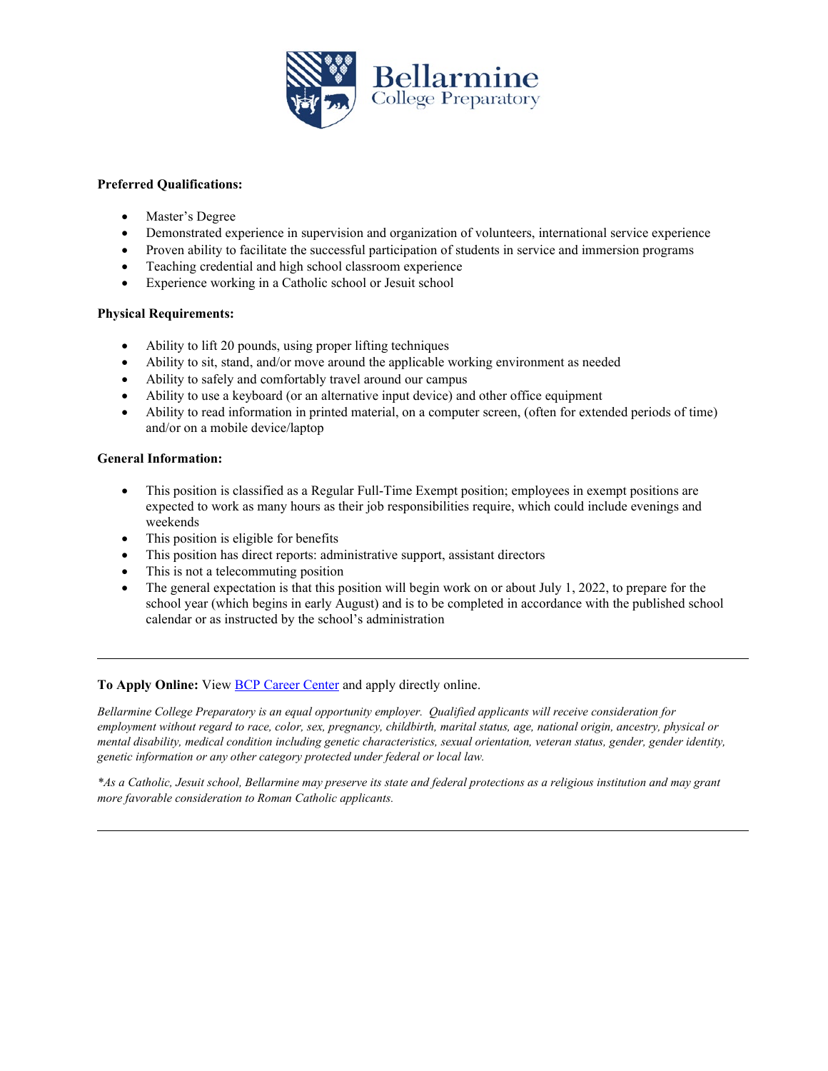**Preferred Qualifications:**

- Master's Degree
- Demonstrated experience in supervision and organization of volunteers, international service experience
- Proven ability to facilitate the successful participation of students in service and immersion programs
- Teaching credential and high school classroom experience
- Experience working in a Catholic school or Jesuit school

**Physical Requirements:**

- Ability to lift 20 pounds, using proper lifting techniques
- Ability to sit, stand, and/or move around the applicable working environment as needed
- Ability to safely and comfortably travel around our campus
- Ability to use a keyboard (or an alternative input device) and other office equipment
- Ability to read information in printed material, on a computer screen, (often for extended periods of time) and/or on a mobile device/laptop

**General Information:**

- This position is classified as a Regular Full-Time Exempt position; employees in exempt positions are expected to work as many hours as their job responsibilities require, which could include evenings and weekends
- This position is eligible for benefits
- This position has direct reports: administrative support, assistant directors
- This is not a telecommuting position
- The general expectation is that this position will begin work on or about July 1, 2022, to prepare for the school year (which begins in early August) and is to be completed in accordance with the published school calendar or as instructed by the school's administration

---

**To Apply Online:** View BCP Career Center and apply directly online.

*Bellarmine College Preparatory is an equal opportunity employer. Qualified applicants will receive consideration for employment without regard to race, color, sex, pregnancy, childbirth, marital status, age, national origin, ancestry, physical or mental disability, medical condition including genetic characteristics, sexual orientation, veteran status, gender, gender identity, genetic information or any other category protected under federal or local law.*

*\*As a Catholic, Jesuit school, Bellarmine may preserve its state and federal protections as a religious institution and may grant more favorable consideration to Roman Catholic applicants.*

---